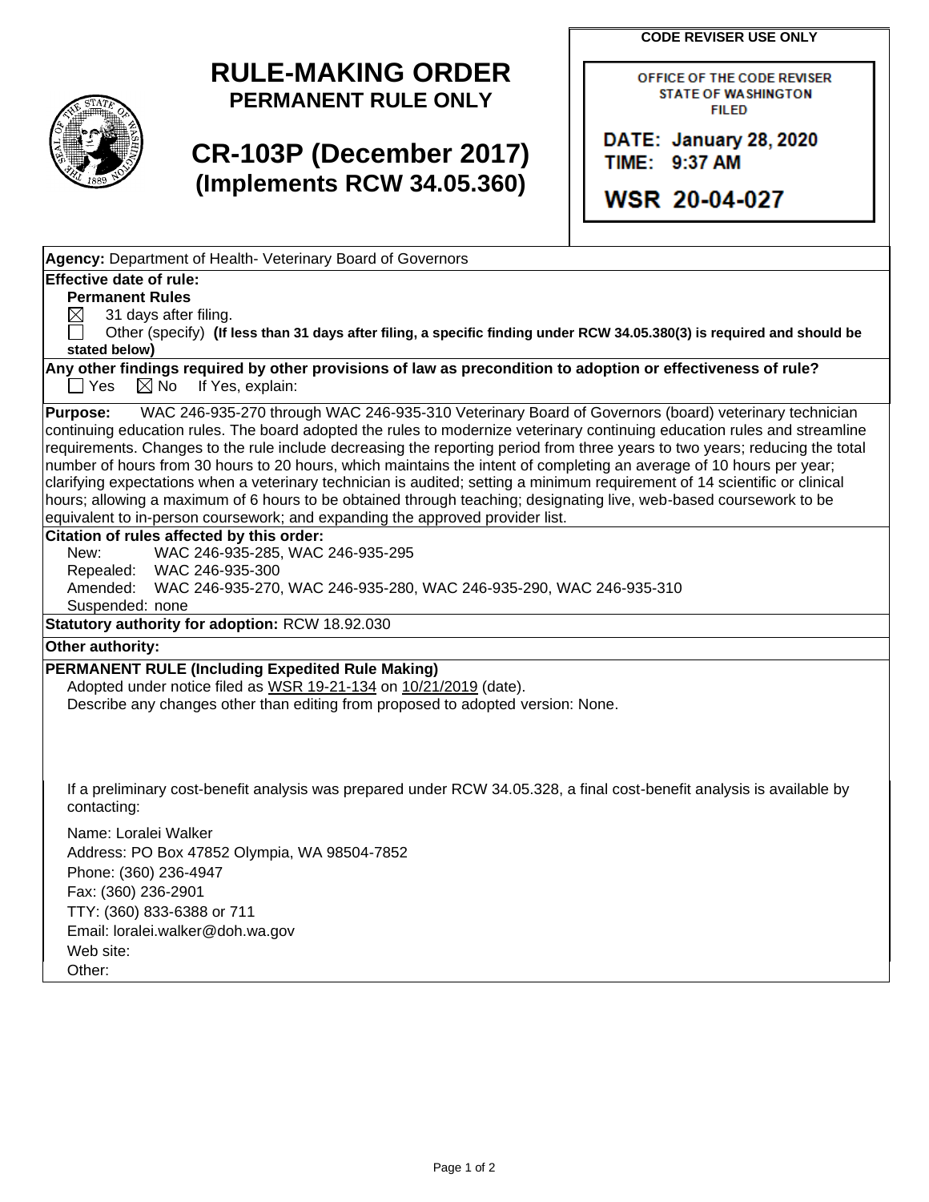# RULE-MAKING ORDER
## PERMANENT RULE ONLY

# CR-103P (December 2017)
## (Implements RCW 34.05.360)

**CODE REVISER USE ONLY**

OFFICE OF THE CODE REVISER
STATE OF WASHINGTON
FILED

DATE: January 28, 2020
TIME: 9:37 AM

WSR 20-04-027

**Agency:** Department of Health- Veterinary Board of Governors

**Effective date of rule:**

**Permanent Rules**

☒ 31 days after filing.

☐ Other (specify) **(If less than 31 days after filing, a specific finding under RCW 34.05.380(3) is required and should be stated below)**

**Any other findings required by other provisions of law as precondition to adoption or effectiveness of rule?**

☐ Yes ☒ No If Yes, explain:

**Purpose:** WAC 246-935-270 through WAC 246-935-310 Veterinary Board of Governors (board) veterinary technician continuing education rules. The board adopted the rules to modernize veterinary continuing education rules and streamline requirements. Changes to the rule include decreasing the reporting period from three years to two years; reducing the total number of hours from 30 hours to 20 hours, which maintains the intent of completing an average of 10 hours per year; clarifying expectations when a veterinary technician is audited; setting a minimum requirement of 14 scientific or clinical hours; allowing a maximum of 6 hours to be obtained through teaching; designating live, web-based coursework to be equivalent to in-person coursework; and expanding the approved provider list.

**Citation of rules affected by this order:**

New: WAC 246-935-285, WAC 246-935-295
Repealed: WAC 246-935-300
Amended: WAC 246-935-270, WAC 246-935-280, WAC 246-935-290, WAC 246-935-310
Suspended: none

**Statutory authority for adoption:** RCW 18.92.030

**Other authority:**

**PERMANENT RULE (Including Expedited Rule Making)**

Adopted under notice filed as WSR 19-21-134 on 10/21/2019 (date).

Describe any changes other than editing from proposed to adopted version: None.

If a preliminary cost-benefit analysis was prepared under RCW 34.05.328, a final cost-benefit analysis is available by contacting:

Name: Loralei Walker
Address: PO Box 47852 Olympia, WA 98504-7852
Phone: (360) 236-4947
Fax: (360) 236-2901
TTY: (360) 833-6388 or 711
Email: loralei.walker@doh.wa.gov
Web site:
Other: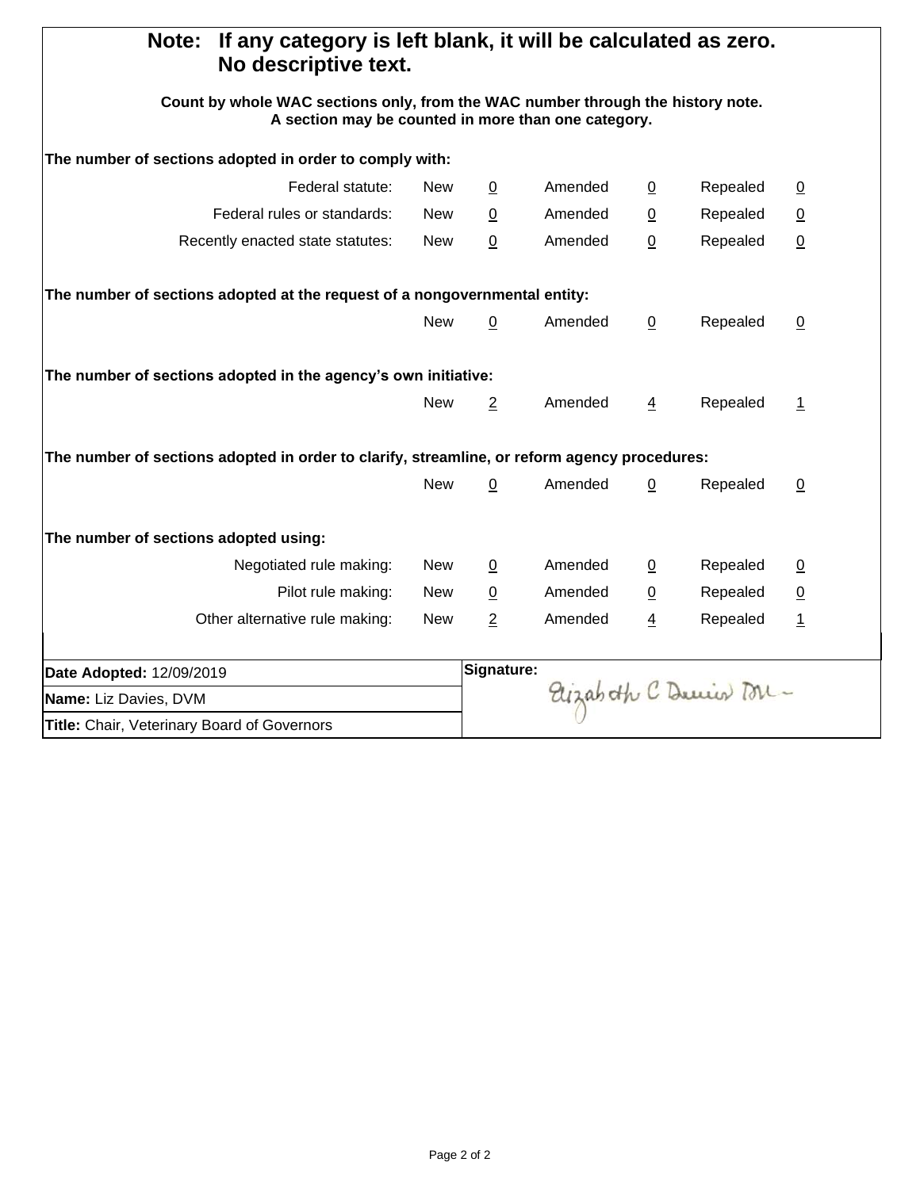**Note: If any category is left blank, it will be calculated as zero. No descriptive text.**

**Count by whole WAC sections only, from the WAC number through the history note. A section may be counted in more than one category.**

**The number of sections adopted in order to comply with:**

| | | | | | | |
|---|---|---|---|---|---|---|
| Federal statute: | New | 0 | Amended | 0 | Repealed | 0 |
| Federal rules or standards: | New | 0 | Amended | 0 | Repealed | 0 |
| Recently enacted state statutes: | New | 0 | Amended | 0 | Repealed | 0 |

**The number of sections adopted at the request of a nongovernmental entity:**

| | | | | | |
|---|---|---|---|---|---|
| New | 0 | Amended | 0 | Repealed | 0 |

**The number of sections adopted in the agency's own initiative:**

| | | | | | |
|---|---|---|---|---|---|
| New | 2 | Amended | 4 | Repealed | 1 |

**The number of sections adopted in order to clarify, streamline, or reform agency procedures:**

| | | | | | |
|---|---|---|---|---|---|
| New | 0 | Amended | 0 | Repealed | 0 |

**The number of sections adopted using:**

| | | | | | | |
|---|---|---|---|---|---|---|
| Negotiated rule making: | New | 0 | Amended | 0 | Repealed | 0 |
| Pilot rule making: | New | 0 | Amended | 0 | Repealed | 0 |
| Other alternative rule making: | New | 2 | Amended | 4 | Repealed | 1 |

| | |
|---|---|
| **Date Adopted:** 12/09/2019 | **Signature:** Elizabeth C Davies DVM |
| **Name:** Liz Davies, DVM | |
| **Title:** Chair, Veterinary Board of Governors | |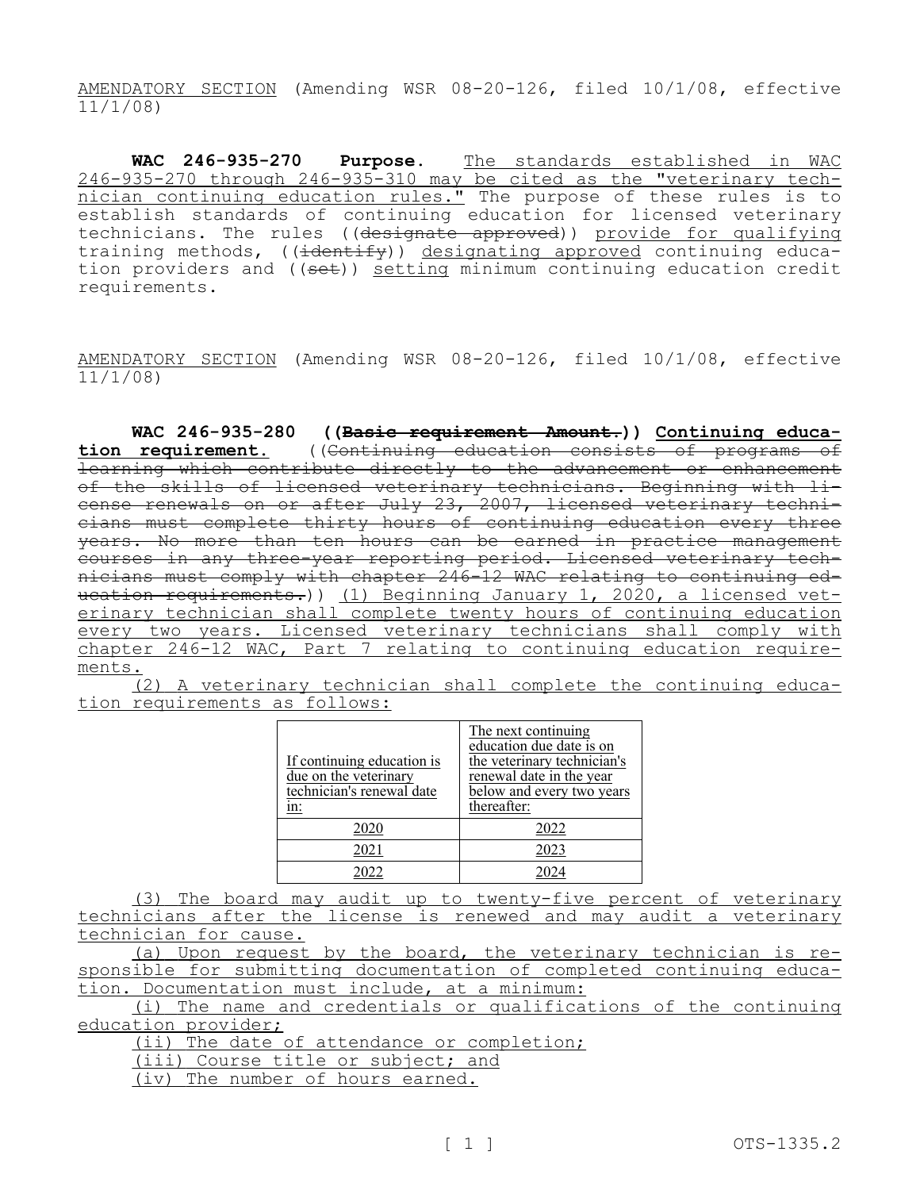AMENDATORY SECTION (Amending WSR 08-20-126, filed 10/1/08, effective 11/1/08)

**WAC 246-935-270 Purpose.** The standards established in WAC 246-935-270 through 246-935-310 may be cited as the "veterinary technician continuing education rules." The purpose of these rules is to establish standards of continuing education for licensed veterinary technicians. The rules ((~~designate approved~~)) provide for qualifying training methods, ((~~identify~~)) designating approved continuing education providers and ((~~set~~)) setting minimum continuing education credit requirements.

AMENDATORY SECTION (Amending WSR 08-20-126, filed 10/1/08, effective 11/1/08)

**WAC 246-935-280 ((~~Basic requirement Amount.~~)) Continuing education requirement.** ((~~Continuing education consists of programs of learning which contribute directly to the advancement or enhancement of the skills of licensed veterinary technicians. Beginning with license renewals on or after July 23, 2007, licensed veterinary technicians must complete thirty hours of continuing education every three years. No more than ten hours can be earned in practice management courses in any three-year reporting period. Licensed veterinary technicians must comply with chapter 246-12 WAC relating to continuing education requirements.~~)) (1) Beginning January 1, 2020, a licensed veterinary technician shall complete twenty hours of continuing education every two years. Licensed veterinary technicians shall comply with chapter 246-12 WAC, Part 7 relating to continuing education requirements.

(2) A veterinary technician shall complete the continuing education requirements as follows:

| If continuing education is due on the veterinary technician's renewal date in: | The next continuing education due date is on the veterinary technician's renewal date in the year below and every two years thereafter: |
|---|---|
| 2020 | 2022 |
| 2021 | 2023 |
| 2022 | 2024 |

(3) The board may audit up to twenty-five percent of veterinary technicians after the license is renewed and may audit a veterinary technician for cause.

(a) Upon request by the board, the veterinary technician is responsible for submitting documentation of completed continuing education. Documentation must include, at a minimum:

(i) The name and credentials or qualifications of the continuing education provider;

(ii) The date of attendance or completion;

(iii) Course title or subject; and

(iv) The number of hours earned.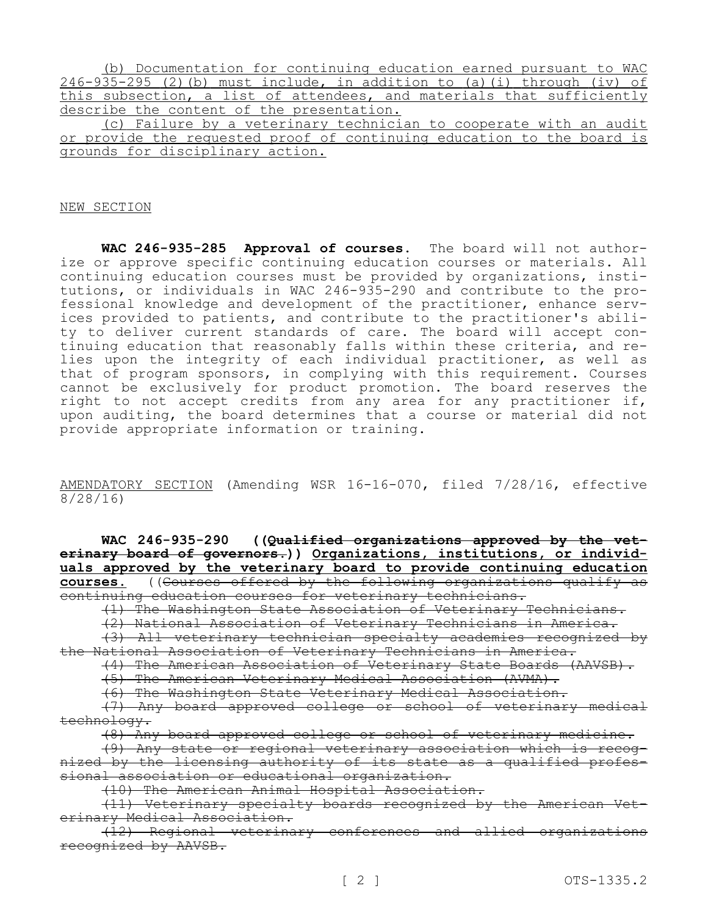(b) Documentation for continuing education earned pursuant to WAC 246-935-295 (2)(b) must include, in addition to (a)(i) through (iv) of this subsection, a list of attendees, and materials that sufficiently describe the content of the presentation.

(c) Failure by a veterinary technician to cooperate with an audit or provide the requested proof of continuing education to the board is grounds for disciplinary action.

NEW SECTION

**WAC 246-935-285 Approval of courses.** The board will not authorize or approve specific continuing education courses or materials. All continuing education courses must be provided by organizations, institutions, or individuals in WAC 246-935-290 and contribute to the professional knowledge and development of the practitioner, enhance services provided to patients, and contribute to the practitioner's ability to deliver current standards of care. The board will accept continuing education that reasonably falls within these criteria, and relies upon the integrity of each individual practitioner, as well as that of program sponsors, in complying with this requirement. Courses cannot be exclusively for product promotion. The board reserves the right to not accept credits from any area for any practitioner if, upon auditing, the board determines that a course or material did not provide appropriate information or training.

AMENDATORY SECTION (Amending WSR 16-16-070, filed 7/28/16, effective 8/28/16)

**WAC 246-935-290 ((~~Qualified organizations approved by the veterinary board of governors.~~)) Organizations, institutions, or individuals approved by the veterinary board to provide continuing education courses.** ((~~Courses offered by the following organizations qualify as continuing education courses for veterinary technicians.~~

~~(1) The Washington State Association of Veterinary Technicians.~~

~~(2) National Association of Veterinary Technicians in America.~~

~~(3) All veterinary technician specialty academies recognized by the National Association of Veterinary Technicians in America.~~

~~(4) The American Association of Veterinary State Boards (AAVSB).~~

~~(5) The American Veterinary Medical Association (AVMA).~~

~~(6) The Washington State Veterinary Medical Association.~~

~~(7) Any board approved college or school of veterinary medical technology.~~

~~(8) Any board approved college or school of veterinary medicine.~~

~~(9) Any state or regional veterinary association which is recognized by the licensing authority of its state as a qualified professional association or educational organization.~~

~~(10) The American Animal Hospital Association.~~

~~(11) Veterinary specialty boards recognized by the American Veterinary Medical Association.~~

~~(12) Regional veterinary conferences and allied organizations recognized by AAVSB.~~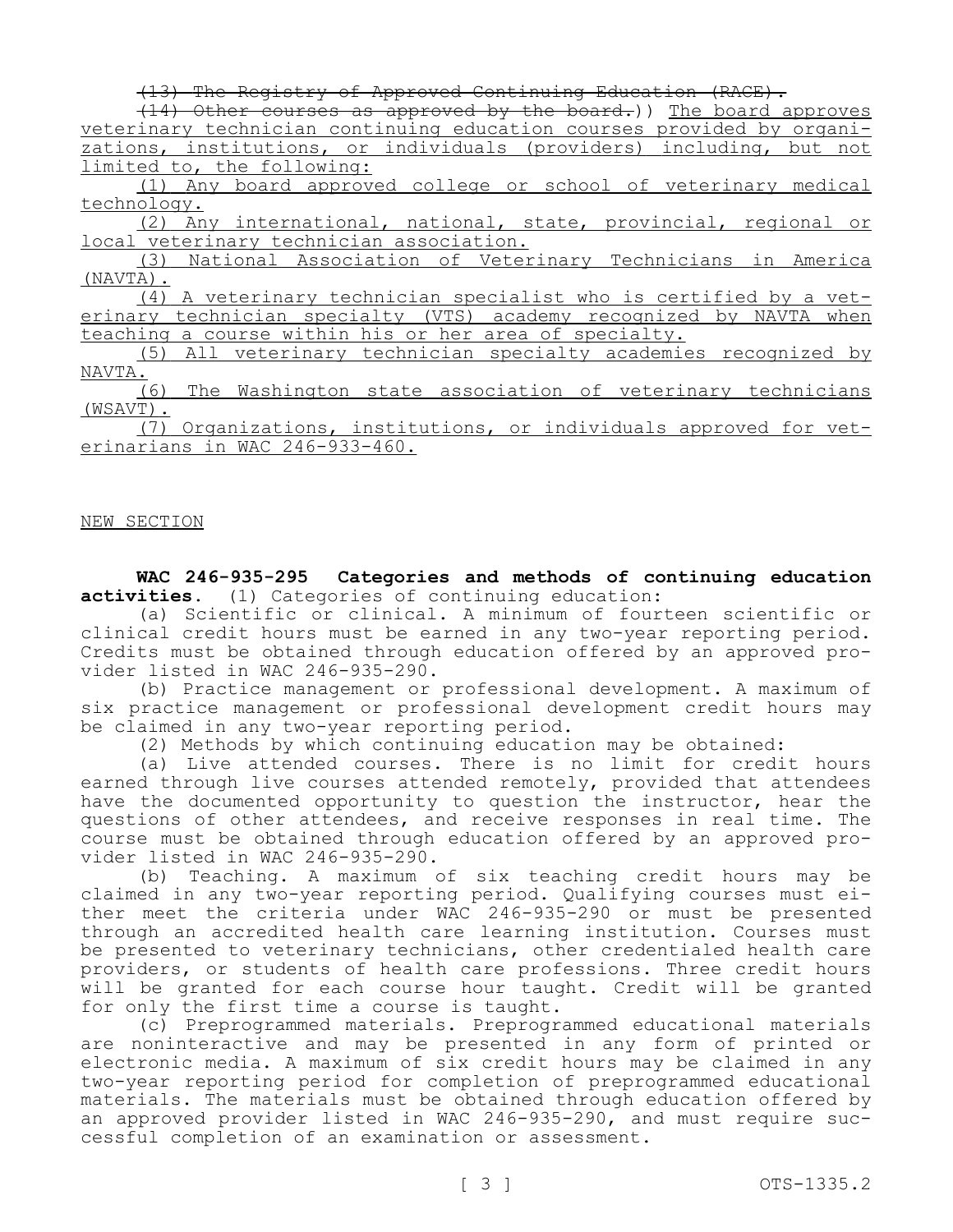~~(13) The Registry of Approved Continuing Education (RACE).~~

~~(14) Other courses as approved by the board.~~)) <u>The board approves veterinary technician continuing education courses provided by organizations, institutions, or individuals (providers) including, but not limited to, the following:</u>

<u>(1) Any board approved college or school of veterinary medical technology.</u>

<u>(2) Any international, national, state, provincial, regional or local veterinary technician association.</u>

<u>(3) National Association of Veterinary Technicians in America (NAVTA).</u>

<u>(4) A veterinary technician specialist who is certified by a veterinary technician specialty (VTS) academy recognized by NAVTA when teaching a course within his or her area of specialty.</u>

<u>(5) All veterinary technician specialty academies recognized by NAVTA.</u>

<u>(6) The Washington state association of veterinary technicians (WSAVT).</u>

<u>(7) Organizations, institutions, or individuals approved for veterinarians in WAC 246-933-460.</u>

<u>NEW SECTION</u>

**WAC 246-935-295 Categories and methods of continuing education activities.** (1) Categories of continuing education:

(a) Scientific or clinical. A minimum of fourteen scientific or clinical credit hours must be earned in any two-year reporting period. Credits must be obtained through education offered by an approved provider listed in WAC 246-935-290.

(b) Practice management or professional development. A maximum of six practice management or professional development credit hours may be claimed in any two-year reporting period.

(2) Methods by which continuing education may be obtained:

(a) Live attended courses. There is no limit for credit hours earned through live courses attended remotely, provided that attendees have the documented opportunity to question the instructor, hear the questions of other attendees, and receive responses in real time. The course must be obtained through education offered by an approved provider listed in WAC 246-935-290.

(b) Teaching. A maximum of six teaching credit hours may be claimed in any two-year reporting period. Qualifying courses must either meet the criteria under WAC 246-935-290 or must be presented through an accredited health care learning institution. Courses must be presented to veterinary technicians, other credentialed health care providers, or students of health care professions. Three credit hours will be granted for each course hour taught. Credit will be granted for only the first time a course is taught.

(c) Preprogrammed materials. Preprogrammed educational materials are noninteractive and may be presented in any form of printed or electronic media. A maximum of six credit hours may be claimed in any two-year reporting period for completion of preprogrammed educational materials. The materials must be obtained through education offered by an approved provider listed in WAC 246-935-290, and must require successful completion of an examination or assessment.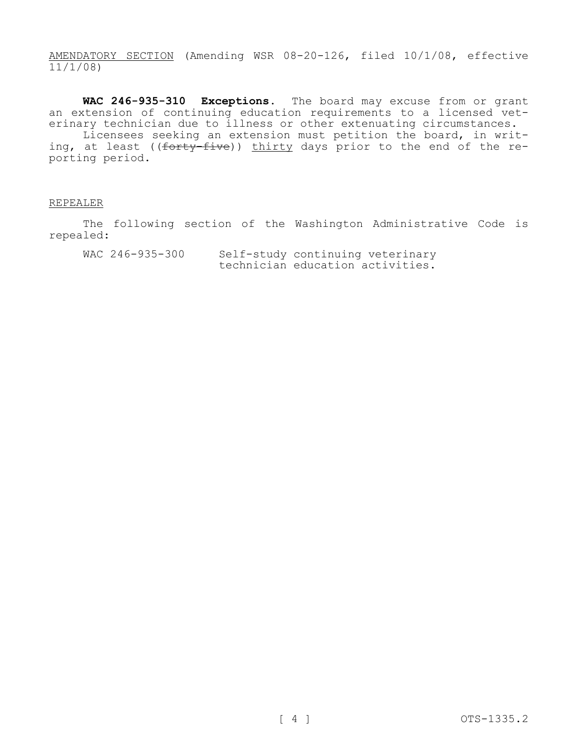AMENDATORY SECTION (Amending WSR 08-20-126, filed 10/1/08, effective 11/1/08)

**WAC 246-935-310 Exceptions.** The board may excuse from or grant an extension of continuing education requirements to a licensed veterinary technician due to illness or other extenuating circumstances.

Licensees seeking an extension must petition the board, in writing, at least ((~~forty-five~~)) thirty days prior to the end of the reporting period.

REPEALER

The following section of the Washington Administrative Code is repealed:

WAC 246-935-300 Self-study continuing veterinary technician education activities.